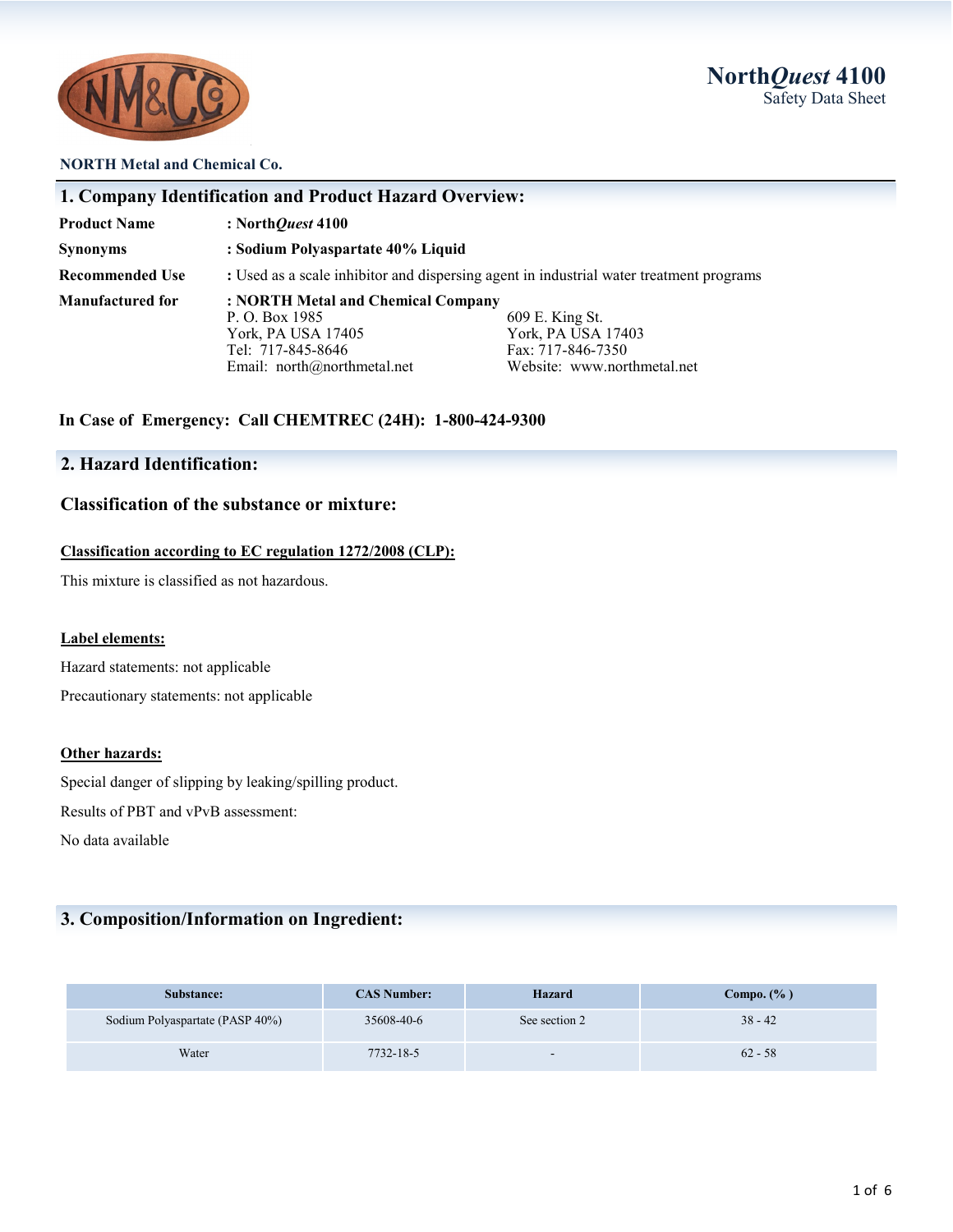# North*Quest* 4100

Safety Data Sheet

**NORTH Metal and Chemical Co.**

## 1. Company Identification and Product Hazard Overview:

**Product Name** : **North*Quest* 4100**

**Synonyms** : **Sodium Polyaspartate 40% Liquid**

**Recommended Use** : Used as a scale inhibitor and dispersing agent in industrial water treatment programs

**Manufactured for** : **NORTH Metal and Chemical Company**

P. O. Box 1985
York, PA USA 17405
Tel: 717-845-8646
Email: north@northmetal.net

609 E. King St.
York, PA USA 17403
Fax: 717-846-7350
Website: www.northmetal.net

**In Case of Emergency: Call CHEMTREC (24H): 1-800-424-9300**

## 2. Hazard Identification:

### Classification of the substance or mixture:

**Classification according to EC regulation 1272/2008 (CLP):**

This mixture is classified as not hazardous.

**Label elements:**

Hazard statements: not applicable

Precautionary statements: not applicable

**Other hazards:**

Special danger of slipping by leaking/spilling product.

Results of PBT and vPvB assessment:

No data available

## 3. Composition/Information on Ingredient:

| Substance: | CAS Number: | Hazard | Compo. (% ) |
|---|---|---|---|
| Sodium Polyaspartate (PASP 40%) | 35608-40-6 | See section 2 | 38 - 42 |
| Water | 7732-18-5 | - | 62 - 58 |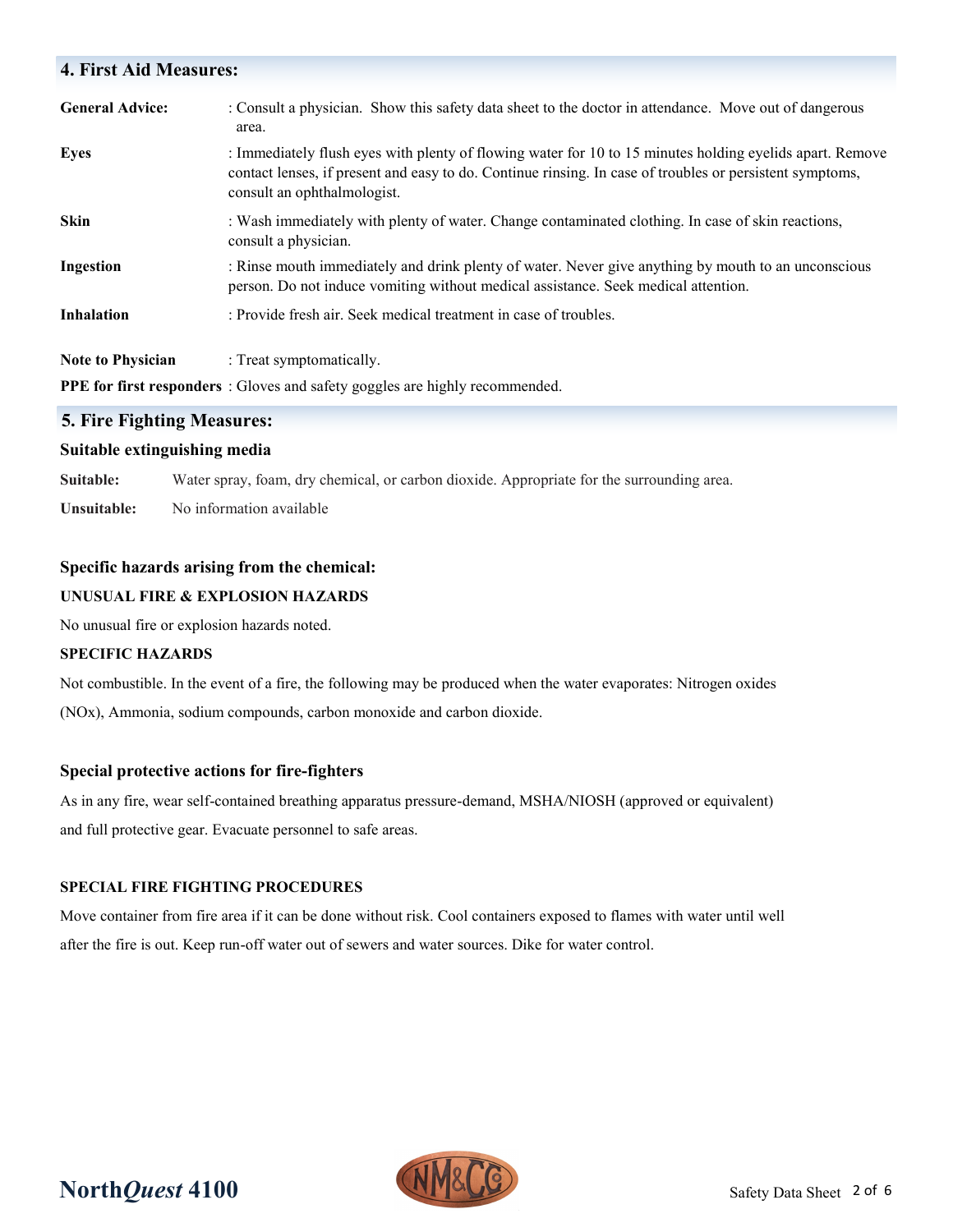## 4. First Aid Measures:

**General Advice:** : Consult a physician. Show this safety data sheet to the doctor in attendance. Move out of dangerous area.

**Eyes** : Immediately flush eyes with plenty of flowing water for 10 to 15 minutes holding eyelids apart. Remove contact lenses, if present and easy to do. Continue rinsing. In case of troubles or persistent symptoms, consult an ophthalmologist.

**Skin** : Wash immediately with plenty of water. Change contaminated clothing. In case of skin reactions, consult a physician.

**Ingestion** : Rinse mouth immediately and drink plenty of water. Never give anything by mouth to an unconscious person. Do not induce vomiting without medical assistance. Seek medical attention.

**Inhalation** : Provide fresh air. Seek medical treatment in case of troubles.

**Note to Physician** : Treat symptomatically.

**PPE for first responders** : Gloves and safety goggles are highly recommended.

## 5. Fire Fighting Measures:

### Suitable extinguishing media

**Suitable:** Water spray, foam, dry chemical, or carbon dioxide. Appropriate for the surrounding area.

**Unsuitable:** No information available

### Specific hazards arising from the chemical:

**UNUSUAL FIRE & EXPLOSION HAZARDS**

No unusual fire or explosion hazards noted.

**SPECIFIC HAZARDS**

Not combustible. In the event of a fire, the following may be produced when the water evaporates: Nitrogen oxides (NOx), Ammonia, sodium compounds, carbon monoxide and carbon dioxide.

### Special protective actions for fire-fighters

As in any fire, wear self-contained breathing apparatus pressure-demand, MSHA/NIOSH (approved or equivalent) and full protective gear. Evacuate personnel to safe areas.

**SPECIAL FIRE FIGHTING PROCEDURES**

Move container from fire area if it can be done without risk. Cool containers exposed to flames with water until well after the fire is out. Keep run-off water out of sewers and water sources. Dike for water control.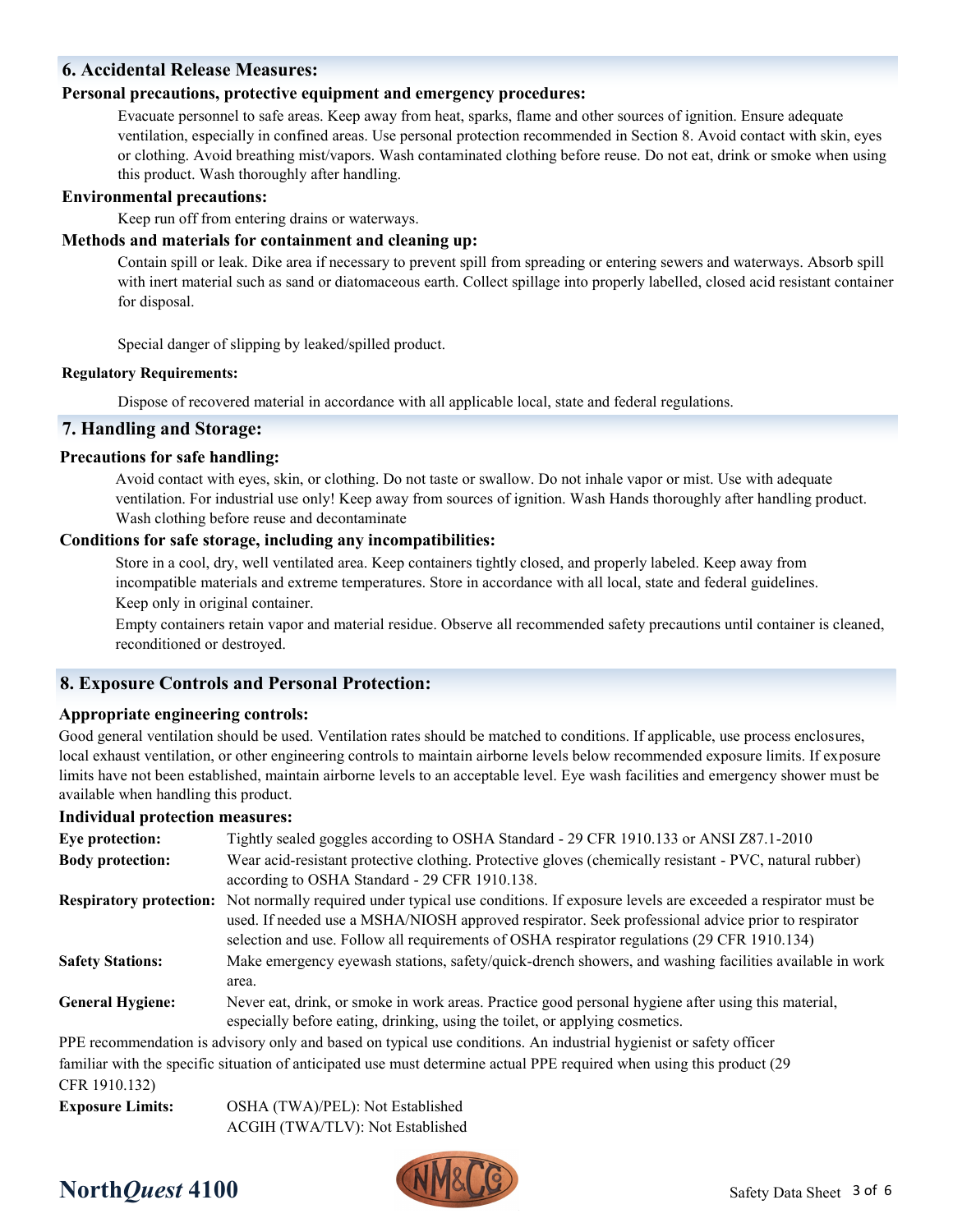## 6. Accidental Release Measures:

### Personal precautions, protective equipment and emergency procedures:

Evacuate personnel to safe areas. Keep away from heat, sparks, flame and other sources of ignition. Ensure adequate ventilation, especially in confined areas. Use personal protection recommended in Section 8. Avoid contact with skin, eyes or clothing. Avoid breathing mist/vapors. Wash contaminated clothing before reuse. Do not eat, drink or smoke when using this product. Wash thoroughly after handling.

### Environmental precautions:

Keep run off from entering drains or waterways.

### Methods and materials for containment and cleaning up:

Contain spill or leak. Dike area if necessary to prevent spill from spreading or entering sewers and waterways. Absorb spill with inert material such as sand or diatomaceous earth. Collect spillage into properly labelled, closed acid resistant container for disposal.

Special danger of slipping by leaked/spilled product.

### Regulatory Requirements:

Dispose of recovered material in accordance with all applicable local, state and federal regulations.

## 7. Handling and Storage:

### Precautions for safe handling:

Avoid contact with eyes, skin, or clothing. Do not taste or swallow. Do not inhale vapor or mist. Use with adequate ventilation. For industrial use only! Keep away from sources of ignition. Wash Hands thoroughly after handling product. Wash clothing before reuse and decontaminate

### Conditions for safe storage, including any incompatibilities:

Store in a cool, dry, well ventilated area. Keep containers tightly closed, and properly labeled. Keep away from incompatible materials and extreme temperatures. Store in accordance with all local, state and federal guidelines. Keep only in original container.

Empty containers retain vapor and material residue. Observe all recommended safety precautions until container is cleaned, reconditioned or destroyed.

## 8. Exposure Controls and Personal Protection:

### Appropriate engineering controls:

Good general ventilation should be used. Ventilation rates should be matched to conditions. If applicable, use process enclosures, local exhaust ventilation, or other engineering controls to maintain airborne levels below recommended exposure limits. If exposure limits have not been established, maintain airborne levels to an acceptable level. Eye wash facilities and emergency shower must be available when handling this product.

### Individual protection measures:

**Eye protection:** Tightly sealed goggles according to OSHA Standard - 29 CFR 1910.133 or ANSI Z87.1-2010

**Body protection:** Wear acid-resistant protective clothing. Protective gloves (chemically resistant - PVC, natural rubber) according to OSHA Standard - 29 CFR 1910.138.

**Respiratory protection:** Not normally required under typical use conditions. If exposure levels are exceeded a respirator must be used. If needed use a MSHA/NIOSH approved respirator. Seek professional advice prior to respirator selection and use. Follow all requirements of OSHA respirator regulations (29 CFR 1910.134)

**Safety Stations:** Make emergency eyewash stations, safety/quick-drench showers, and washing facilities available in work area.

**General Hygiene:** Never eat, drink, or smoke in work areas. Practice good personal hygiene after using this material, especially before eating, drinking, using the toilet, or applying cosmetics.

PPE recommendation is advisory only and based on typical use conditions. An industrial hygienist or safety officer familiar with the specific situation of anticipated use must determine actual PPE required when using this product (29 CFR 1910.132)

**Exposure Limits:** OSHA (TWA)/PEL): Not Established
ACGIH (TWA/TLV): Not Established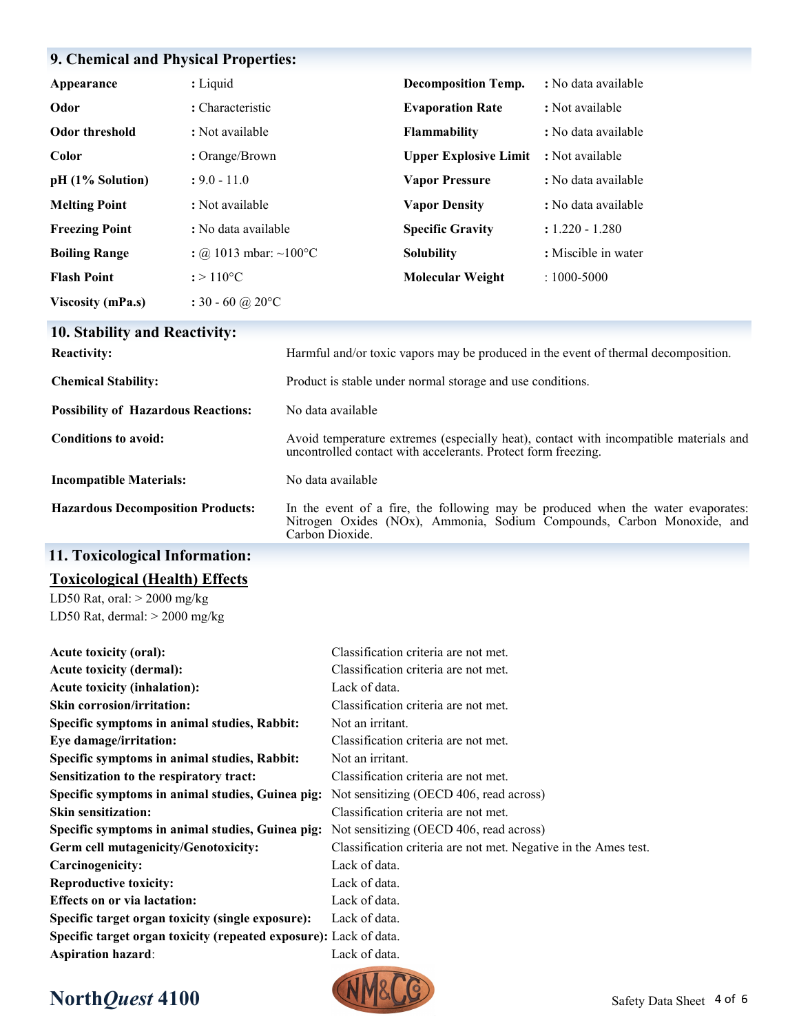## 9. Chemical and Physical Properties:

| Property | Value | Property | Value |
|---|---|---|---|
| **Appearance** | : Liquid | **Decomposition Temp.** | : No data available |
| **Odor** | : Characteristic | **Evaporation Rate** | : Not available |
| **Odor threshold** | : Not available | **Flammability** | : No data available |
| **Color** | : Orange/Brown | **Upper Explosive Limit** | : Not available |
| **pH (1% Solution)** | : 9.0 - 11.0 | **Vapor Pressure** | : No data available |
| **Melting Point** | : Not available | **Vapor Density** | : No data available |
| **Freezing Point** | : No data available | **Specific Gravity** | : 1.220 - 1.280 |
| **Boiling Range** | : @ 1013 mbar: ~100°C | **Solubility** | : Miscible in water |
| **Flash Point** | : > 110°C | **Molecular Weight** | : 1000-5000 |
| **Viscosity (mPa.s)** | : 30 - 60 @ 20°C | | |

## 10. Stability and Reactivity:

| | |
|---|---|
| **Reactivity:** | Harmful and/or toxic vapors may be produced in the event of thermal decomposition. |
| **Chemical Stability:** | Product is stable under normal storage and use conditions. |
| **Possibility of Hazardous Reactions:** | No data available |
| **Conditions to avoid:** | Avoid temperature extremes (especially heat), contact with incompatible materials and uncontrolled contact with accelerants. Protect form freezing. |
| **Incompatible Materials:** | No data available |
| **Hazardous Decomposition Products:** | In the event of a fire, the following may be produced when the water evaporates: Nitrogen Oxides (NOx), Ammonia, Sodium Compounds, Carbon Monoxide, and Carbon Dioxide. |

## 11. Toxicological Information:

### Toxicological (Health) Effects

LD50 Rat, oral: > 2000 mg/kg
LD50 Rat, dermal: > 2000 mg/kg

| | |
|---|---|
| **Acute toxicity (oral):** | Classification criteria are not met. |
| **Acute toxicity (dermal):** | Classification criteria are not met. |
| **Acute toxicity (inhalation):** | Lack of data. |
| **Skin corrosion/irritation:** | Classification criteria are not met. |
| **Specific symptoms in animal studies, Rabbit:** | Not an irritant. |
| **Eye damage/irritation:** | Classification criteria are not met. |
| **Specific symptoms in animal studies, Rabbit:** | Not an irritant. |
| **Sensitization to the respiratory tract:** | Classification criteria are not met. |
| **Specific symptoms in animal studies, Guinea pig:** | Not sensitizing (OECD 406, read across) |
| **Skin sensitization:** | Classification criteria are not met. |
| **Specific symptoms in animal studies, Guinea pig:** | Not sensitizing (OECD 406, read across) |
| **Germ cell mutagenicity/Genotoxicity:** | Classification criteria are not met. Negative in the Ames test. |
| **Carcinogenicity:** | Lack of data. |
| **Reproductive toxicity:** | Lack of data. |
| **Effects on or via lactation:** | Lack of data. |
| **Specific target organ toxicity (single exposure):** | Lack of data. |
| **Specific target organ toxicity (repeated exposure):** | Lack of data. |
| **Aspiration hazard:** | Lack of data. |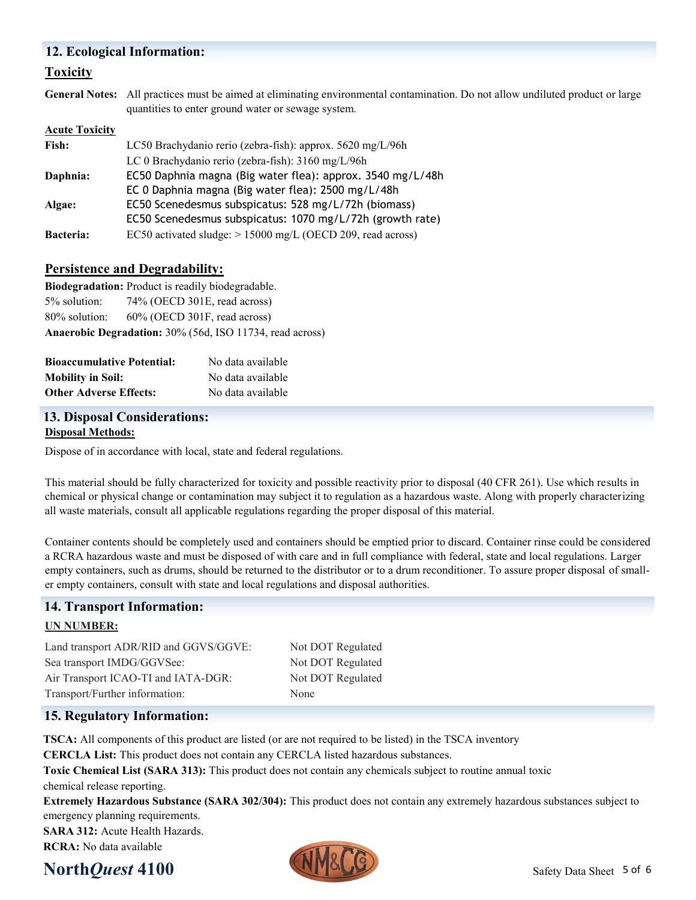## 12. Ecological Information:

### Toxicity

**General Notes:** All practices must be aimed at eliminating environmental contamination. Do not allow undiluted product or large quantities to enter ground water or sewage system.

**Acute Toxicity**

| | |
|---|---|
| **Fish:** | LC50 Brachydanio rerio (zebra-fish): approx. 5620 mg/L/96h |
| | LC 0 Brachydanio rerio (zebra-fish): 3160 mg/L/96h |
| **Daphnia:** | EC50 Daphnia magna (Big water flea): approx. 3540 mg/L/48h |
| | EC 0 Daphnia magna (Big water flea): 2500 mg/L/48h |
| **Algae:** | EC50 Scenedesmus subspicatus: 528 mg/L/72h (biomass) |
| | EC50 Scenedesmus subspicatus: 1070 mg/L/72h (growth rate) |
| **Bacteria:** | EC50 activated sludge: > 15000 mg/L (OECD 209, read across) |

### Persistence and Degradability:

**Biodegradation:** Product is readily biodegradable.

5% solution: 74% (OECD 301E, read across)

80% solution: 60% (OECD 301F, read across)

**Anaerobic Degradation:** 30% (56d, ISO 11734, read across)

| | |
|---|---|
| **Bioaccumulative Potential:** | No data available |
| **Mobility in Soil:** | No data available |
| **Other Adverse Effects:** | No data available |

## 13. Disposal Considerations:

### Disposal Methods:

Dispose of in accordance with local, state and federal regulations.

This material should be fully characterized for toxicity and possible reactivity prior to disposal (40 CFR 261). Use which results in chemical or physical change or contamination may subject it to regulation as a hazardous waste. Along with properly characterizing all waste materials, consult all applicable regulations regarding the proper disposal of this material.

Container contents should be completely used and containers should be emptied prior to discard. Container rinse could be considered a RCRA hazardous waste and must be disposed of with care and in full compliance with federal, state and local regulations. Larger empty containers, such as drums, should be returned to the distributor or to a drum reconditioner. To assure proper disposal of smaller empty containers, consult with state and local regulations and disposal authorities.

## 14. Transport Information:

### UN NUMBER:

| | |
|---|---|
| Land transport ADR/RID and GGVS/GGVE: | Not DOT Regulated |
| Sea transport IMDG/GGVSee: | Not DOT Regulated |
| Air Transport ICAO-TI and IATA-DGR: | Not DOT Regulated |
| Transport/Further information: | None |

## 15. Regulatory Information:

**TSCA:** All components of this product are listed (or are not required to be listed) in the TSCA inventory

**CERCLA List:** This product does not contain any CERCLA listed hazardous substances.

**Toxic Chemical List (SARA 313):** This product does not contain any chemicals subject to routine annual toxic chemical release reporting.

**Extremely Hazardous Substance (SARA 302/304):** This product does not contain any extremely hazardous substances subject to emergency planning requirements.

**SARA 312:** Acute Health Hazards.

**RCRA:** No data available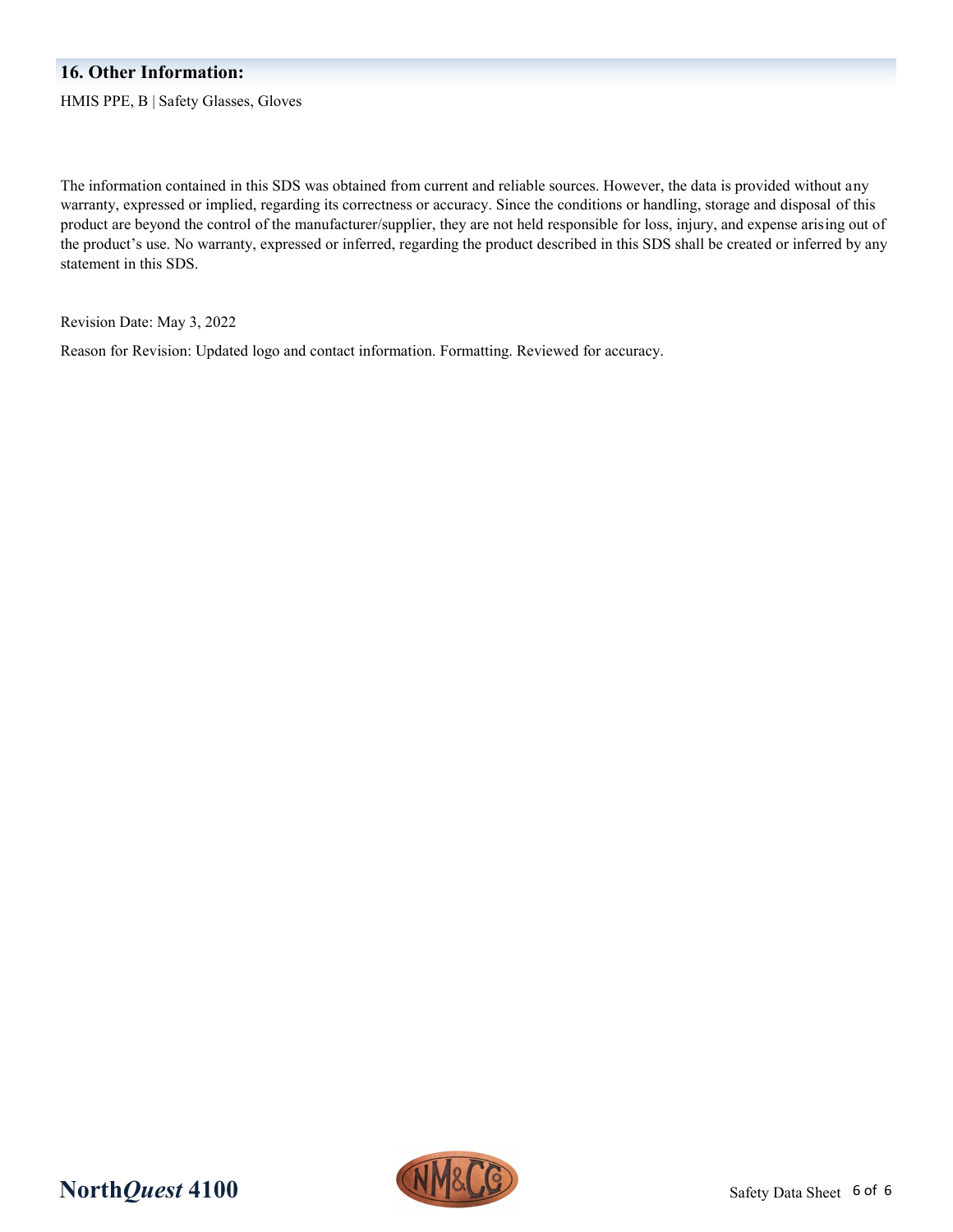## 16. Other Information:

HMIS PPE, B | Safety Glasses, Gloves

The information contained in this SDS was obtained from current and reliable sources. However, the data is provided without any warranty, expressed or implied, regarding its correctness or accuracy. Since the conditions or handling, storage and disposal of this product are beyond the control of the manufacturer/supplier, they are not held responsible for loss, injury, and expense arising out of the product's use. No warranty, expressed or inferred, regarding the product described in this SDS shall be created or inferred by any statement in this SDS.

Revision Date: May 3, 2022

Reason for Revision: Updated logo and contact information. Formatting. Reviewed for accuracy.